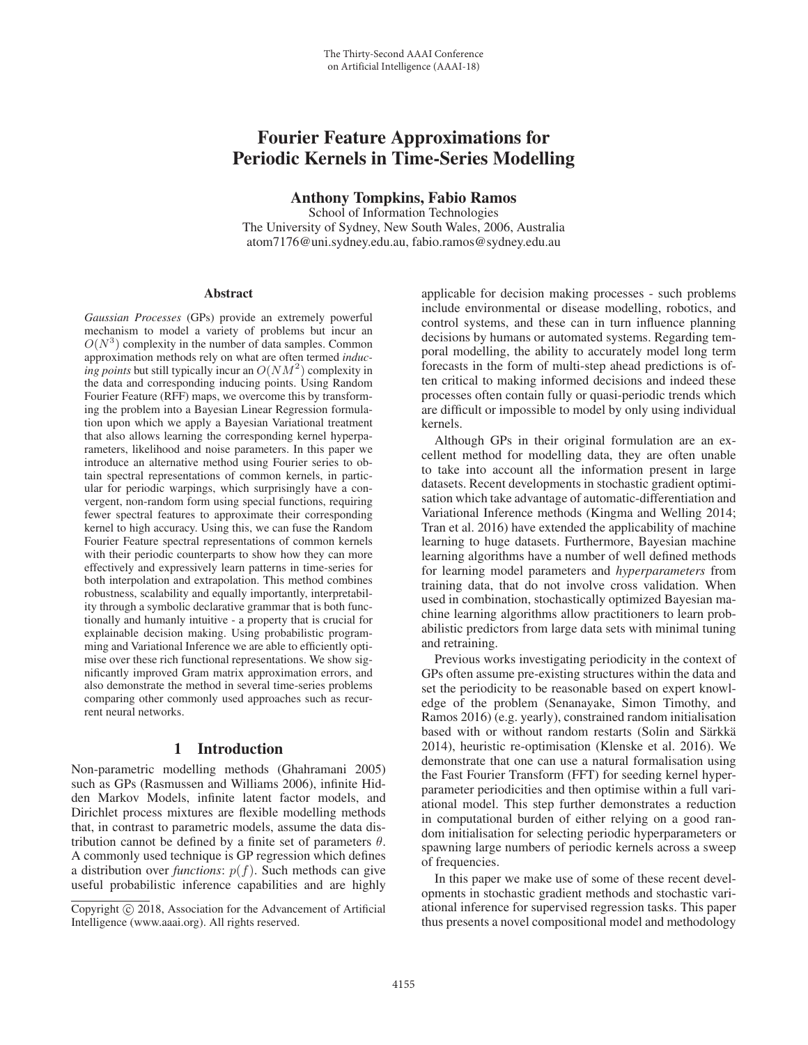# Fourier Feature Approximations for Periodic Kernels in Time-Series Modelling

**Anthony Tompkins, Fabio Ramos**
School of Information Technologies
The University of Sydney, New South Wales, 2006, Australia
atom7176@uni.sydney.edu.au, fabio.ramos@sydney.edu.au

## Abstract

*Gaussian Processes* (GPs) provide an extremely powerful mechanism to model a variety of problems but incur an $O(N^3)$ complexity in the number of data samples. Common approximation methods rely on what are often termed *inducing points* but still typically incur an $O(NM^2)$ complexity in the data and corresponding inducing points. Using Random Fourier Feature (RFF) maps, we overcome this by transforming the problem into a Bayesian Linear Regression formulation upon which we apply a Bayesian Variational treatment that also allows learning the corresponding kernel hyperparameters, likelihood and noise parameters. In this paper we introduce an alternative method using Fourier series to obtain spectral representations of common kernels, in particular for periodic warpings, which surprisingly have a convergent, non-random form using special functions, requiring fewer spectral features to approximate their corresponding kernel to high accuracy. Using this, we can fuse the Random Fourier Feature spectral representations of common kernels with their periodic counterparts to show how they can more effectively and expressively learn patterns in time-series for both interpolation and extrapolation. This method combines robustness, scalability and equally importantly, interpretability through a symbolic declarative grammar that is both functionally and humanly intuitive - a property that is crucial for explainable decision making. Using probabilistic programming and Variational Inference we are able to efficiently optimise over these rich functional representations. We show significantly improved Gram matrix approximation errors, and also demonstrate the method in several time-series problems comparing other commonly used approaches such as recurrent neural networks.

## 1 Introduction

Non-parametric modelling methods (Ghahramani 2005) such as GPs (Rasmussen and Williams 2006), infinite Hidden Markov Models, infinite latent factor models, and Dirichlet process mixtures are flexible modelling methods that, in contrast to parametric models, assume the data distribution cannot be defined by a finite set of parameters $\theta$. A commonly used technique is GP regression which defines a distribution over *functions*: $p(f)$. Such methods can give useful probabilistic inference capabilities and are highly applicable for decision making processes - such problems include environmental or disease modelling, robotics, and control systems, and these can in turn influence planning decisions by humans or automated systems. Regarding temporal modelling, the ability to accurately model long term forecasts in the form of multi-step ahead predictions is often critical to making informed decisions and indeed these processes often contain fully or quasi-periodic trends which are difficult or impossible to model by only using individual kernels.

Although GPs in their original formulation are an excellent method for modelling data, they are often unable to take into account all the information present in large datasets. Recent developments in stochastic gradient optimisation which take advantage of automatic-differentiation and Variational Inference methods (Kingma and Welling 2014; Tran et al. 2016) have extended the applicability of machine learning to huge datasets. Furthermore, Bayesian machine learning algorithms have a number of well defined methods for learning model parameters and *hyperparameters* from training data, that do not involve cross validation. When used in combination, stochastically optimized Bayesian machine learning algorithms allow practitioners to learn probabilistic predictors from large data sets with minimal tuning and retraining.

Previous works investigating periodicity in the context of GPs often assume pre-existing structures within the data and set the periodicity to be reasonable based on expert knowledge of the problem (Senanayake, Simon Timothy, and Ramos 2016) (e.g. yearly), constrained random initialisation based with or without random restarts (Solin and Särkkä 2014), heuristic re-optimisation (Klenske et al. 2016). We demonstrate that one can use a natural formalisation using the Fast Fourier Transform (FFT) for seeding kernel hyperparameter periodicities and then optimise within a full variational model. This step further demonstrates a reduction in computational burden of either relying on a good random initialisation for selecting periodic hyperparameters or spawning large numbers of periodic kernels across a sweep of frequencies.

In this paper we make use of some of these recent developments in stochastic gradient methods and stochastic variational inference for supervised regression tasks. This paper thus presents a novel compositional model and methodology

Copyright © 2018, Association for the Advancement of Artificial Intelligence (www.aaai.org). All rights reserved.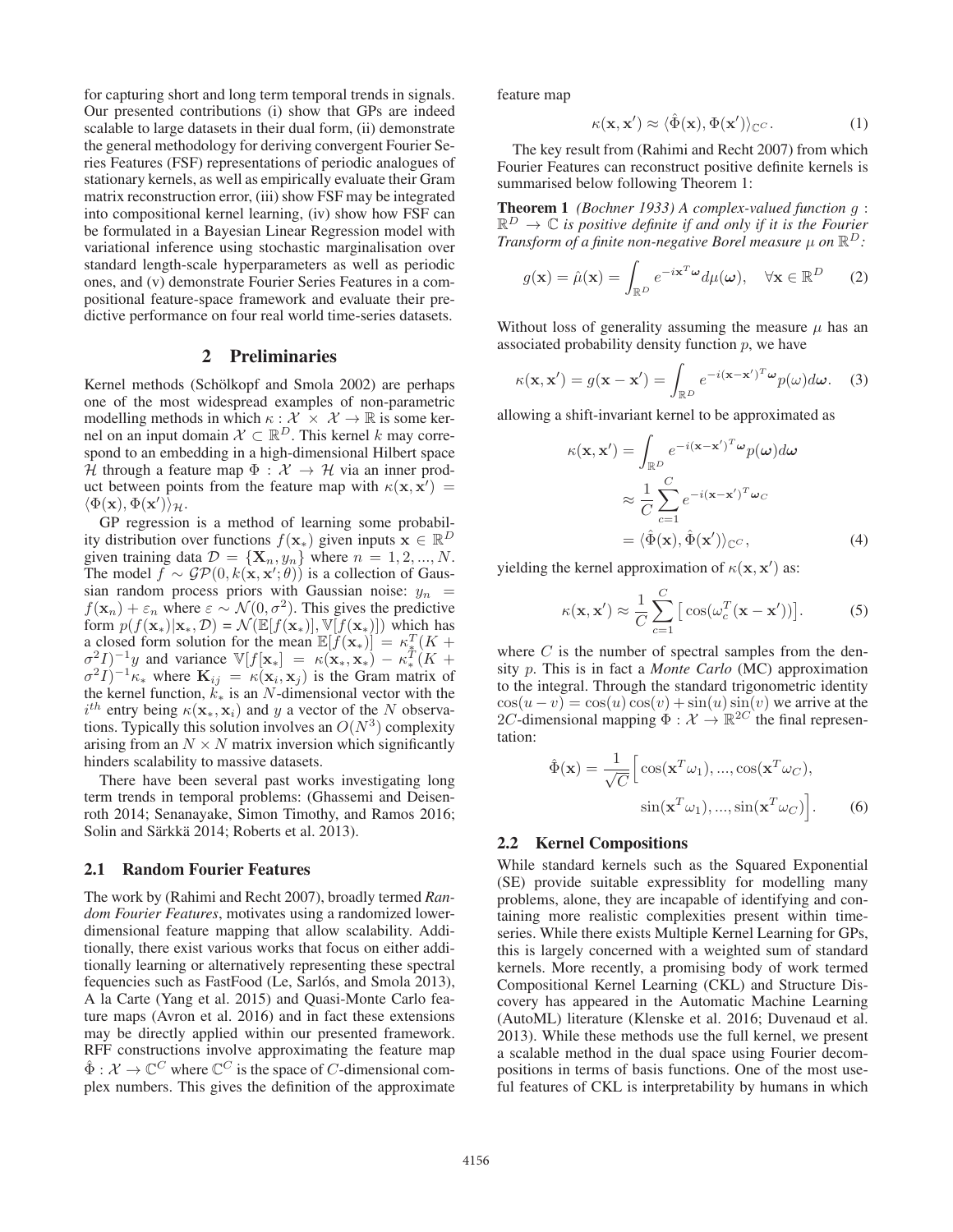for capturing short and long term temporal trends in signals. Our presented contributions (i) show that GPs are indeed scalable to large datasets in their dual form, (ii) demonstrate the general methodology for deriving convergent Fourier Series Features (FSF) representations of periodic analogues of stationary kernels, as well as empirically evaluate their Gram matrix reconstruction error, (iii) show FSF may be integrated into compositional kernel learning, (iv) show how FSF can be formulated in a Bayesian Linear Regression model with variational inference using stochastic marginalisation over standard length-scale hyperparameters as well as periodic ones, and (v) demonstrate Fourier Series Features in a compositional feature-space framework and evaluate their predictive performance on four real world time-series datasets.

## 2 Preliminaries

Kernel methods (Schölkopf and Smola 2002) are perhaps one of the most widespread examples of non-parametric modelling methods in which $\kappa : \mathcal{X} \times \mathcal{X} \rightarrow \mathbb{R}$ is some kernel on an input domain $\mathcal{X} \subset \mathbb{R}^D$. This kernel $k$ may correspond to an embedding in a high-dimensional Hilbert space $\mathcal{H}$ through a feature map $\Phi : \mathcal{X} \rightarrow \mathcal{H}$ via an inner product between points from the feature map with $\kappa(\mathbf{x}, \mathbf{x}') = \langle \Phi(\mathbf{x}), \Phi(\mathbf{x}') \rangle_{\mathcal{H}}$.

GP regression is a method of learning some probability distribution over functions $f(\mathbf{x}_*)$ given inputs $\mathbf{x} \in \mathbb{R}^D$ given training data $\mathcal{D} = \{\mathbf{X}_n, y_n\}$ where $n = 1, 2, ..., N$. The model $f \sim \mathcal{GP}(0, k(\mathbf{x}, \mathbf{x}'; \theta))$ is a collection of Gaussian random process priors with Gaussian noise: $y_n = f(\mathbf{x}_n) + \varepsilon_n$ where $\varepsilon \sim \mathcal{N}(0, \sigma^2)$. This gives the predictive form $p(f(\mathbf{x}_*)|\mathbf{x}_*, \mathcal{D}) = \mathcal{N}(\mathbb{E}[f(\mathbf{x}_*)], \mathbb{V}[f(\mathbf{x}_*)])$ which has a closed form solution for the mean $\mathbb{E}[f(\mathbf{x}_*)] = \kappa_*^T(K + \sigma^2 I)^{-1} y$ and variance $\mathbb{V}[f[\mathbf{x}_*] = \kappa(\mathbf{x}_*, \mathbf{x}_*) - \kappa_*^T(K + \sigma^2 I)^{-1} \kappa_*$ where $\mathbf{K}_{ij} = \kappa(\mathbf{x}_i, \mathbf{x}_j)$ is the Gram matrix of the kernel function, $k_*$ is an $N$-dimensional vector with the $i^{th}$ entry being $\kappa(\mathbf{x}_*, \mathbf{x}_i)$ and $y$ a vector of the $N$ observations. Typically this solution involves an $O(N^3)$ complexity arising from an $N \times N$ matrix inversion which significantly hinders scalability to massive datasets.

There have been several past works investigating long term trends in temporal problems: (Ghassemi and Deisenroth 2014; Senanayake, Simon Timothy, and Ramos 2016; Solin and Särkkä 2014; Roberts et al. 2013).

### 2.1 Random Fourier Features

The work by (Rahimi and Recht 2007), broadly termed *Random Fourier Features*, motivates using a randomized lower-dimensional feature mapping that allow scalability. Additionally, there exist various works that focus on either additionally learning or alternatively representing these spectral fequencies such as FastFood (Le, Sarlós, and Smola 2013), A la Carte (Yang et al. 2015) and Quasi-Monte Carlo feature maps (Avron et al. 2016) and in fact these extensions may be directly applied within our presented framework. RFF constructions involve approximating the feature map $\hat{\Phi} : \mathcal{X} \rightarrow \mathbb{C}^C$ where $\mathbb{C}^C$ is the space of $C$-dimensional complex numbers. This gives the definition of the approximate feature map

$$\kappa(\mathbf{x}, \mathbf{x}') \approx \langle \hat{\Phi}(\mathbf{x}), \Phi(\mathbf{x}') \rangle_{\mathbb{C}^C}. \tag{1}$$

The key result from (Rahimi and Recht 2007) from which Fourier Features can reconstruct positive definite kernels is summarised below following Theorem 1:

**Theorem 1** *(Bochner 1933) A complex-valued function $g : \mathbb{R}^D \rightarrow \mathbb{C}$ is positive definite if and only if it is the Fourier Transform of a finite non-negative Borel measure $\mu$ on $\mathbb{R}^D$:*

$$g(\mathbf{x}) = \hat{\mu}(\mathbf{x}) = \int_{\mathbb{R}^D} e^{-i\mathbf{x}^T\boldsymbol{\omega}} d\mu(\boldsymbol{\omega}), \quad \forall \mathbf{x} \in \mathbb{R}^D \tag{2}$$

Without loss of generality assuming the measure $\mu$ has an associated probability density function $p$, we have

$$\kappa(\mathbf{x}, \mathbf{x}') = g(\mathbf{x} - \mathbf{x}') = \int_{\mathbb{R}^D} e^{-i(\mathbf{x}-\mathbf{x}')^T\boldsymbol{\omega}} p(\omega) d\boldsymbol{\omega}. \tag{3}$$

allowing a shift-invariant kernel to be approximated as

$$\begin{aligned} \kappa(\mathbf{x}, \mathbf{x}') &= \int_{\mathbb{R}^D} e^{-i(\mathbf{x}-\mathbf{x}')^T\boldsymbol{\omega}} p(\boldsymbol{\omega}) d\boldsymbol{\omega} \\ &\approx \frac{1}{C} \sum_{c=1}^{C} e^{-i(\mathbf{x}-\mathbf{x}')^T\boldsymbol{\omega}_C} \\ &= \langle \hat{\Phi}(\mathbf{x}), \hat{\Phi}(\mathbf{x}') \rangle_{\mathbb{C}^C}, \end{aligned} \tag{4}$$

yielding the kernel approximation of $\kappa(\mathbf{x}, \mathbf{x}')$ as:

$$\kappa(\mathbf{x}, \mathbf{x}') \approx \frac{1}{C} \sum_{c=1}^{C} \left[ \cos(\omega_c^T(\mathbf{x} - \mathbf{x}')) \right]. \tag{5}$$

where $C$ is the number of spectral samples from the density $p$. This is in fact a *Monte Carlo* (MC) approximation to the integral. Through the standard trigonometric identity $\cos(u - v) = \cos(u)\cos(v) + \sin(u)\sin(v)$ we arrive at the $2C$-dimensional mapping $\Phi : \mathcal{X} \rightarrow \mathbb{R}^{2C}$ the final representation:

$$\begin{aligned} \hat{\Phi}(\mathbf{x}) = \frac{1}{\sqrt{C}} \Big[ & \cos(\mathbf{x}^T\omega_1), ..., \cos(\mathbf{x}^T\omega_C), \\ & \sin(\mathbf{x}^T\omega_1), ..., \sin(\mathbf{x}^T\omega_C) \Big]. \end{aligned} \tag{6}$$

### 2.2 Kernel Compositions

While standard kernels such as the Squared Exponential (SE) provide suitable expressiblity for modelling many problems, alone, they are incapable of identifying and containing more realistic complexities present within time-series. While there exists Multiple Kernel Learning for GPs, this is largely concerned with a weighted sum of standard kernels. More recently, a promising body of work termed Compositional Kernel Learning (CKL) and Structure Discovery has appeared in the Automatic Machine Learning (AutoML) literature (Klenske et al. 2016; Duvenaud et al. 2013). While these methods use the full kernel, we present a scalable method in the dual space using Fourier decompositions in terms of basis functions. One of the most useful features of CKL is interpretability by humans in which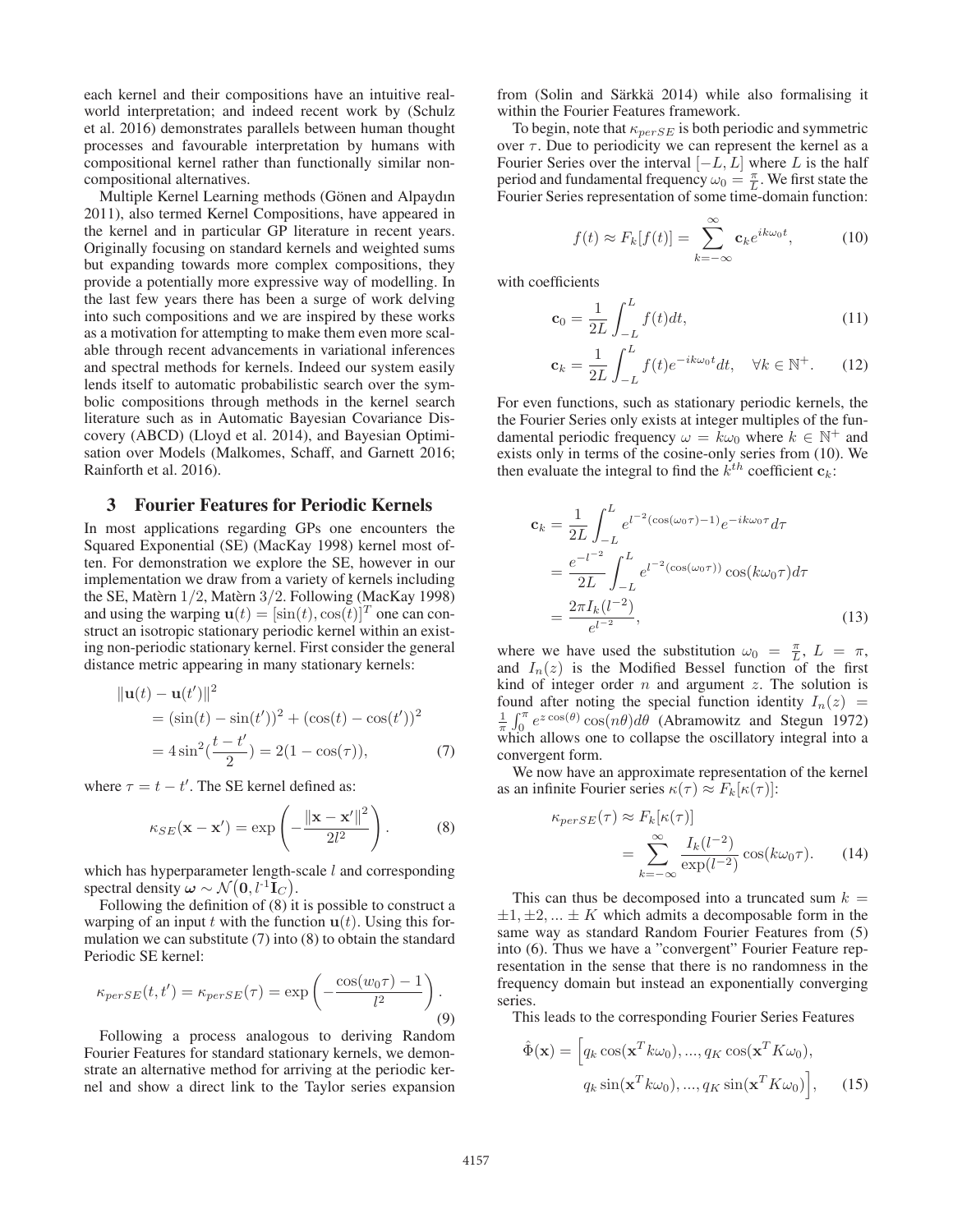each kernel and their compositions have an intuitive real-world interpretation; and indeed recent work by (Schulz et al. 2016) demonstrates parallels between human thought processes and favourable interpretation by humans with compositional kernel rather than functionally similar non-compositional alternatives.

Multiple Kernel Learning methods (Gönen and Alpaydın 2011), also termed Kernel Compositions, have appeared in the kernel and in particular GP literature in recent years. Originally focusing on standard kernels and weighted sums but expanding towards more complex compositions, they provide a potentially more expressive way of modelling. In the last few years there has been a surge of work delving into such compositions and we are inspired by these works as a motivation for attempting to make them even more scalable through recent advancements in variational inferences and spectral methods for kernels. Indeed our system easily lends itself to automatic probabilistic search over the symbolic compositions through methods in the kernel search literature such as in Automatic Bayesian Covariance Discovery (ABCD) (Lloyd et al. 2014), and Bayesian Optimisation over Models (Malkomes, Schaff, and Garnett 2016; Rainforth et al. 2016).

## 3 Fourier Features for Periodic Kernels

In most applications regarding GPs one encounters the Squared Exponential (SE) (MacKay 1998) kernel most often. For demonstration we explore the SE, however in our implementation we draw from a variety of kernels including the SE, Matèrn 1/2, Matèrn 3/2. Following (MacKay 1998) and using the warping $\mathbf{u}(t) = [\sin(t), \cos(t)]^T$ one can construct an isotropic stationary periodic kernel within an existing non-periodic stationary kernel. First consider the general distance metric appearing in many stationary kernels:

$$
\begin{aligned}
&\|\mathbf{u}(t) - \mathbf{u}(t')\|^2 \\
&= (\sin(t) - \sin(t'))^2 + (\cos(t) - \cos(t'))^2 \\
&= 4\sin^2(\frac{t-t'}{2}) = 2(1-\cos(\tau)), \qquad (7)
\end{aligned}
$$

where $\tau = t - t'$. The SE kernel defined as:

$$
\kappa_{SE}(\mathbf{x} - \mathbf{x}') = \exp\left(-\frac{\|\mathbf{x} - \mathbf{x}'\|^2}{2l^2}\right). \qquad (8)
$$

which has hyperparameter length-scale $l$ and corresponding spectral density $\boldsymbol{\omega} \sim \mathcal{N}(\mathbf{0}, l^{-1}\mathbf{I}_C)$.

Following the definition of (8) it is possible to construct a warping of an input $t$ with the function $\mathbf{u}(t)$. Using this formulation we can substitute (7) into (8) to obtain the standard Periodic SE kernel:

$$
\kappa_{perSE}(t, t') = \kappa_{perSE}(\tau) = \exp\left(-\frac{\cos(w_0\tau) - 1}{l^2}\right). \qquad (9)
$$

Following a process analogous to deriving Random Fourier Features for standard stationary kernels, we demonstrate an alternative method for arriving at the periodic kernel and show a direct link to the Taylor series expansion from (Solin and Särkkä 2014) while also formalising it within the Fourier Features framework.

To begin, note that $\kappa_{perSE}$ is both periodic and symmetric over $\tau$. Due to periodicity we can represent the kernel as a Fourier Series over the interval $[-L, L]$ where $L$ is the half period and fundamental frequency $\omega_0 = \frac{\pi}{L}$. We first state the Fourier Series representation of some time-domain function:

$$
f(t) \approx F_k[f(t)] = \sum_{k=-\infty}^{\infty} \mathbf{c}_k e^{ik\omega_0 t}, \qquad (10)
$$

with coefficients

$$
\mathbf{c}_0 = \frac{1}{2L}\int_{-L}^{L} f(t)dt, \qquad (11)
$$

$$
\mathbf{c}_k = \frac{1}{2L}\int_{-L}^{L} f(t)e^{-ik\omega_0 t}dt, \quad \forall k \in \mathbb{N}^+. \qquad (12)
$$

For even functions, such as stationary periodic kernels, the the Fourier Series only exists at integer multiples of the fundamental periodic frequency $\omega = k\omega_0$ where $k \in \mathbb{N}^+$ and exists only in terms of the cosine-only series from (10). We then evaluate the integral to find the $k^{th}$ coefficient $\mathbf{c}_k$:

$$
\begin{aligned}
\mathbf{c}_k &= \frac{1}{2L}\int_{-L}^{L} e^{l^{-2}(\cos(\omega_0\tau)-1)}e^{-ik\omega_0\tau}d\tau \\
&= \frac{e^{-l^{-2}}}{2L}\int_{-L}^{L} e^{l^{-2}(\cos(\omega_0\tau))}\cos(k\omega_0\tau)d\tau \\
&= \frac{2\pi I_k(l^{-2})}{e^{l^{-2}}}, \qquad (13)
\end{aligned}
$$

where we have used the substitution $\omega_0 = \frac{\pi}{L}$, $L = \pi$, and $I_n(z)$ is the Modified Bessel function of the first kind of integer order $n$ and argument $z$. The solution is found after noting the special function identity $I_n(z) = \frac{1}{\pi}\int_0^{\pi} e^{z\cos(\theta)}\cos(n\theta)d\theta$ (Abramowitz and Stegun 1972) which allows one to collapse the oscillatory integral into a convergent form.

We now have an approximate representation of the kernel as an infinite Fourier series $\kappa(\tau) \approx F_k[\kappa(\tau)]$:

$$
\begin{aligned}
\kappa_{perSE}(\tau) &\approx F_k[\kappa(\tau)] \\
&= \sum_{k=-\infty}^{\infty} \frac{I_k(l^{-2})}{\exp(l^{-2})}\cos(k\omega_0\tau). \qquad (14)
\end{aligned}
$$

This can thus be decomposed into a truncated sum $k = \pm 1, \pm 2, ... \pm K$ which admits a decomposable form in the same way as standard Random Fourier Features from (5) into (6). Thus we have a "convergent" Fourier Feature representation in the sense that there is no randomness in the frequency domain but instead an exponentially converging series.

This leads to the corresponding Fourier Series Features

$$
\begin{aligned}
\hat{\Phi}(\mathbf{x}) = \Big[&q_k\cos(\mathbf{x}^T k\omega_0), ..., q_K\cos(\mathbf{x}^T K\omega_0), \\
&q_k\sin(\mathbf{x}^T k\omega_0), ..., q_K\sin(\mathbf{x}^T K\omega_0)\Big], \qquad (15)
\end{aligned}
$$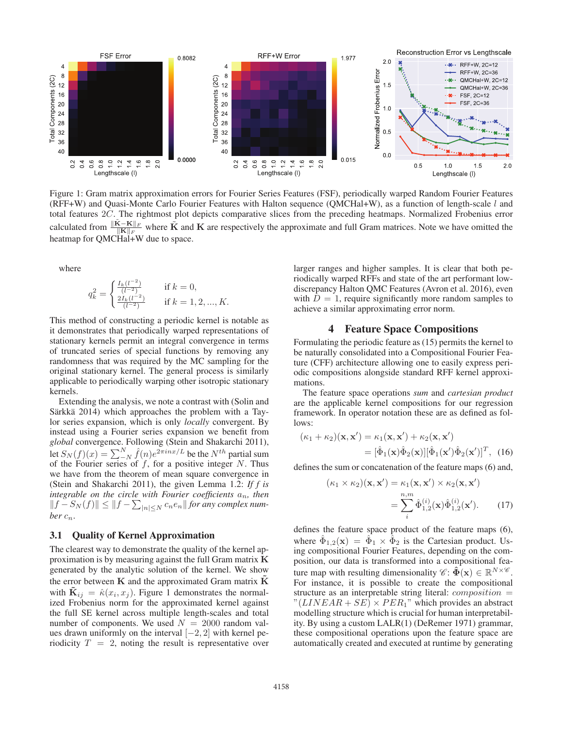Figure 1: Gram matrix approximation errors for Fourier Series Features (FSF), periodically warped Random Fourier Features (RFF+W) and Quasi-Monte Carlo Fourier Features with Halton sequence (QMCHal+W), as a function of length-scale $l$ and total features $2C$. The rightmost plot depicts comparative slices from the preceding heatmaps. Normalized Frobenius error calculated from $\frac{\|\tilde{\mathbf{K}}-\mathbf{K}\|_F}{\|\mathbf{K}\|_F}$ where $\tilde{\mathbf{K}}$ and $\mathbf{K}$ are respectively the approximate and full Gram matrices. Note we have omitted the heatmap for QMCHal+W due to space.

where

$$q_k^2 = \begin{cases} \frac{I_k(l^{-2})}{(l^{-2})} & \text{if } k = 0, \\ \frac{2I_k(l^{-2})}{(l^{-2})} & \text{if } k = 1, 2, ..., K. \end{cases}$$

This method of constructing a periodic kernel is notable as it demonstrates that periodically warped representations of stationary kernels permit an integral convergence in terms of truncated series of special functions by removing any randomness that was required by the MC sampling for the original stationary kernel. The general process is similarly applicable to periodically warping other isotropic stationary kernels.

Extending the analysis, we note a contrast with (Solin and Särkkä 2014) which approaches the problem with a Taylor series expansion, which is only *locally* convergent. By instead using a Fourier series expansion we benefit from *global* convergence. Following (Stein and Shakarchi 2011), let $S_N(f)(x) = \sum_{-N}^{N} \hat{f}(n)e^{2\pi inx/L}$ be the $N^{th}$ partial sum of the Fourier series of $f$, for a positive integer $N$. Thus we have from the theorem of mean square convergence in (Stein and Shakarchi 2011), the given Lemma 1.2: *If $f$ is integrable on the circle with Fourier coefficients $a_n$, then $\|f - S_N(f)\| \leq \|f - \sum_{|n| \leq N} c_n e_n\|$ for any complex number $c_n$.*

### 3.1 Quality of Kernel Approximation

The clearest way to demonstrate the quality of the kernel approximation is by measuring against the full Gram matrix $\mathbf{K}$ generated by the analytic solution of the kernel. We show the error between $\mathbf{K}$ and the approximated Gram matrix $\tilde{\mathbf{K}}$ with $\tilde{\mathbf{K}}_{ij} = \hat{\kappa}(x_i, x_j)$. Figure 1 demonstrates the normalized Frobenius norm for the approximated kernel against the full SE kernel across multiple length-scales and total number of components. We used $N = 2000$ random values drawn uniformly on the interval $[-2, 2]$ with kernel periodicity $T = 2$, noting the result is representative over larger ranges and higher samples. It is clear that both periodically warped RFFs and state of the art performant low-discrepancy Halton QMC Features (Avron et al. 2016), even with $D = 1$, require significantly more random samples to achieve a similar approximating error norm.

## 4 Feature Space Compositions

Formulating the periodic feature as (15) permits the kernel to be naturally consolidated into a Compositional Fourier Feature (CFF) architecture allowing one to easily express periodic compositions alongside standard RFF kernel approximations.

The feature space operations *sum* and *cartesian product* are the applicable kernel compositions for our regression framework. In operator notation these are as defined as follows:

$$(\kappa_1 + \kappa_2)(\mathbf{x}, \mathbf{x}') = \kappa_1(\mathbf{x}, \mathbf{x}') + \kappa_2(\mathbf{x}, \mathbf{x}') = [\hat{\Phi}_1(\mathbf{x})\hat{\Phi}_2(\mathbf{x})][\hat{\Phi}_1(\mathbf{x}')\hat{\Phi}_2(\mathbf{x}')]^T, \quad (16)$$

defines the sum or concatenation of the feature maps (6) and,

$$(\kappa_1 \times \kappa_2)(\mathbf{x}, \mathbf{x}') = \kappa_1(\mathbf{x}, \mathbf{x}') \times \kappa_2(\mathbf{x}, \mathbf{x}') = \sum_{i}^{n,m} \hat{\Phi}_{1,2}^{(i)}(\mathbf{x})\hat{\Phi}_{1,2}^{(i)}(\mathbf{x}'). \quad (17)$$

defines the feature space product of the feature maps (6), where $\hat{\Phi}_{1,2}(\mathbf{x}) = \hat{\Phi}_1 \times \hat{\Phi}_2$ is the Cartesian product. Using compositional Fourier Features, depending on the composition, our data is transformed into a compositional feature map with resulting dimensionality $\mathscr{C}$: $\hat{\mathbf{\Phi}}(\mathbf{x}) \in \mathbb{R}^{N \times \mathscr{C}}$. For instance, it is possible to create the compositional structure as an interpretable string literal: $composition$ = "$(LINEAR + SE) \times PER_1$" which provides an abstract modelling structure which is crucial for human interpretability. By using a custom LALR(1) (DeRemer 1971) grammar, these compositional operations upon the feature space are automatically created and executed at runtime by generating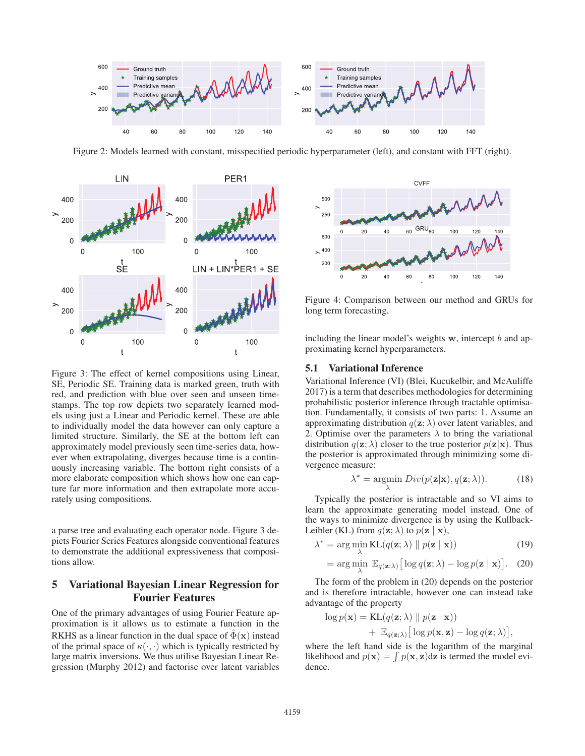Figure 2: Models learned with constant, misspecified periodic hyperparameter (left), and constant with FFT (right).

Figure 3: The effect of kernel compositions using Linear, SE, Periodic SE. Training data is marked green, truth with red, and prediction with blue over seen and unseen timestamps. The top row depicts two separately learned models using just a Linear and Periodic kernel. These are able to individually model the data however can only capture a limited structure. Similarly, the SE at the bottom left can approximately model previously seen time-series data, however when extrapolating, diverges because time is a continuously increasing variable. The bottom right consists of a more elaborate composition which shows how one can capture far more information and then extrapolate more accurately using compositions.

a parse tree and evaluating each operator node. Figure 3 depicts Fourier Series Features alongside conventional features to demonstrate the additional expressiveness that compositions allow.

## 5 Variational Bayesian Linear Regression for Fourier Features

One of the primary advantages of using Fourier Feature approximation is it allows us to estimate a function in the RKHS as a linear function in the dual space of $\hat{\Phi}(\mathbf{x})$ instead of the primal space of $\kappa(\cdot,\cdot)$ which is typically restricted by large matrix inversions. We thus utilise Bayesian Linear Regression (Murphy 2012) and factorise over latent variables including the linear model's weights $\mathbf{w}$, intercept $b$ and approximating kernel hyperparameters.

Figure 4: Comparison between our method and GRUs for long term forecasting.

### 5.1 Variational Inference

Variational Inference (VI) (Blei, Kucukelbir, and McAuliffe 2017) is a term that describes methodologies for determining probabilistic posterior inference through tractable optimisation. Fundamentally, it consists of two parts: 1. Assume an approximating distribution $q(\mathbf{z};\lambda)$ over latent variables, and 2. Optimise over the parameters $\lambda$ to bring the variational distribution $q(\mathbf{z};\lambda)$ closer to the true posterior $p(\mathbf{z}|\mathbf{x})$. Thus the posterior is approximated through minimizing some divergence measure:

$$\lambda^* = \underset{\lambda}{\operatorname{argmin}}\ Div(p(\mathbf{z}|\mathbf{x}), q(\mathbf{z};\lambda)). \tag{18}$$

Typically the posterior is intractable and so VI aims to learn the approximate generating model instead. One of the ways to minimize divergence is by using the Kullback-Leibler (KL) from $q(\mathbf{z};\lambda)$ to $p(\mathbf{z}\mid\mathbf{x})$,

$$\lambda^* = \arg\min_{\lambda} \mathrm{KL}(q(\mathbf{z};\lambda) \parallel p(\mathbf{z}\mid\mathbf{x})) \tag{19}$$

$$= \arg\min_{\lambda}\ \mathbb{E}_{q(\mathbf{z};\lambda)}\big[\log q(\mathbf{z};\lambda) - \log p(\mathbf{z}\mid\mathbf{x})\big]. \tag{20}$$

The form of the problem in (20) depends on the posterior and is therefore intractable, however one can instead take advantage of the property

$$\log p(\mathbf{x}) = \mathrm{KL}(q(\mathbf{z};\lambda) \parallel p(\mathbf{z}\mid\mathbf{x})) + \mathbb{E}_{q(\mathbf{z};\lambda)}\big[\log p(\mathbf{x},\mathbf{z}) - \log q(\mathbf{z};\lambda)\big],$$

where the left hand side is the logarithm of the marginal likelihood and $p(\mathbf{x}) = \int p(\mathbf{x},\mathbf{z})d\mathbf{z}$ is termed the model evidence.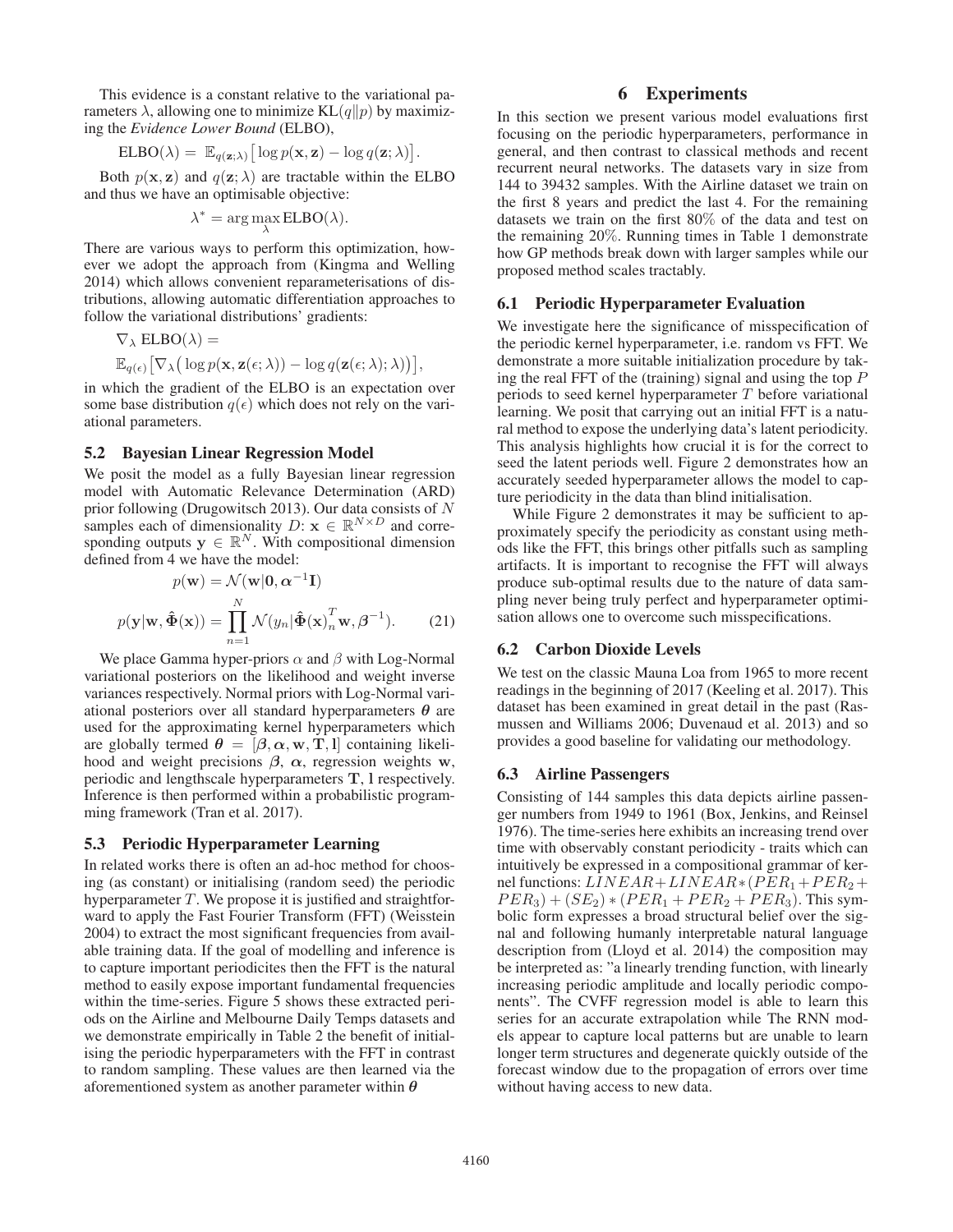This evidence is a constant relative to the variational parameters $\lambda$, allowing one to minimize $\mathrm{KL}(q\|p)$ by maximizing the *Evidence Lower Bound* (ELBO),

$$\mathrm{ELBO}(\lambda) = \mathbb{E}_{q(\mathbf{z};\lambda)}\big[\log p(\mathbf{x},\mathbf{z}) - \log q(\mathbf{z};\lambda)\big].$$

Both $p(\mathbf{x},\mathbf{z})$ and $q(\mathbf{z};\lambda)$ are tractable within the ELBO and thus we have an optimisable objective:

$$\lambda^* = \arg\max_{\lambda} \mathrm{ELBO}(\lambda).$$

There are various ways to perform this optimization, however we adopt the approach from (Kingma and Welling 2014) which allows convenient reparameterisations of distributions, allowing automatic differentiation approaches to follow the variational distributions' gradients:

$$\nabla_\lambda \ \mathrm{ELBO}(\lambda) =$$
$$\mathbb{E}_{q(\epsilon)}\big[\nabla_\lambda\big(\log p(\mathbf{x},\mathbf{z}(\epsilon;\lambda)) - \log q(\mathbf{z}(\epsilon;\lambda);\lambda)\big)\big],$$

in which the gradient of the ELBO is an expectation over some base distribution $q(\epsilon)$ which does not rely on the variational parameters.

### 5.2 Bayesian Linear Regression Model

We posit the model as a fully Bayesian linear regression model with Automatic Relevance Determination (ARD) prior following (Drugowitsch 2013). Our data consists of $N$ samples each of dimensionality $D$: $\mathbf{x} \in \mathbb{R}^{N\times D}$ and corresponding outputs $\mathbf{y} \in \mathbb{R}^N$. With compositional dimension defined from 4 we have the model:

$$p(\mathbf{w}) = \mathcal{N}(\mathbf{w}|\mathbf{0}, \boldsymbol{\alpha}^{-1}\mathbf{I})$$

$$p(\mathbf{y}|\mathbf{w}, \hat{\boldsymbol{\Phi}}(\mathbf{x})) = \prod_{n=1}^{N} \mathcal{N}(y_n|\hat{\boldsymbol{\Phi}}(\mathbf{x})_n^T \mathbf{w}, \boldsymbol{\beta}^{-1}). \qquad (21)$$

We place Gamma hyper-priors $\alpha$ and $\beta$ with Log-Normal variational posteriors on the likelihood and weight inverse variances respectively. Normal priors with Log-Normal variational posteriors over all standard hyperparameters $\boldsymbol{\theta}$ are used for the approximating kernel hyperparameters which are globally termed $\boldsymbol{\theta} = [\boldsymbol{\beta}, \boldsymbol{\alpha}, \mathbf{w}, \mathbf{T}, \mathbf{l}]$ containing likelihood and weight precisions $\boldsymbol{\beta}$, $\boldsymbol{\alpha}$, regression weights $\mathbf{w}$, periodic and lengthscale hyperparameters $\mathbf{T}$, $\mathbf{l}$ respectively. Inference is then performed within a probabilistic programming framework (Tran et al. 2017).

### 5.3 Periodic Hyperparameter Learning

In related works there is often an ad-hoc method for choosing (as constant) or initialising (random seed) the periodic hyperparameter $T$. We propose it is justified and straightforward to apply the Fast Fourier Transform (FFT) (Weisstein 2004) to extract the most significant frequencies from available training data. If the goal of modelling and inference is to capture important periodicites then the FFT is the natural method to easily expose important fundamental frequencies within the time-series. Figure 5 shows these extracted periods on the Airline and Melbourne Daily Temps datasets and we demonstrate empirically in Table 2 the benefit of initialising the periodic hyperparameters with the FFT in contrast to random sampling. These values are then learned via the aforementioned system as another parameter within $\boldsymbol{\theta}$

## 6 Experiments

In this section we present various model evaluations first focusing on the periodic hyperparameters, performance in general, and then contrast to classical methods and recent recurrent neural networks. The datasets vary in size from 144 to 39432 samples. With the Airline dataset we train on the first 8 years and predict the last 4. For the remaining datasets we train on the first 80% of the data and test on the remaining 20%. Running times in Table 1 demonstrate how GP methods break down with larger samples while our proposed method scales tractably.

### 6.1 Periodic Hyperparameter Evaluation

We investigate here the significance of misspecification of the periodic kernel hyperparameter, i.e. random vs FFT. We demonstrate a more suitable initialization procedure by taking the real FFT of the (training) signal and using the top $P$ periods to seed kernel hyperparameter $T$ before variational learning. We posit that carrying out an initial FFT is a natural method to expose the underlying data's latent periodicity. This analysis highlights how crucial it is for the correct to seed the latent periods well. Figure 2 demonstrates how an accurately seeded hyperparameter allows the model to capture periodicity in the data than blind initialisation.

While Figure 2 demonstrates it may be sufficient to approximately specify the periodicity as constant using methods like the FFT, this brings other pitfalls such as sampling artifacts. It is important to recognise the FFT will always produce sub-optimal results due to the nature of data sampling never being truly perfect and hyperparameter optimisation allows one to overcome such misspecifications.

### 6.2 Carbon Dioxide Levels

We test on the classic Mauna Loa from 1965 to more recent readings in the beginning of 2017 (Keeling et al. 2017). This dataset has been examined in great detail in the past (Rasmussen and Williams 2006; Duvenaud et al. 2013) and so provides a good baseline for validating our methodology.

### 6.3 Airline Passengers

Consisting of 144 samples this data depicts airline passenger numbers from 1949 to 1961 (Box, Jenkins, and Reinsel 1976). The time-series here exhibits an increasing trend over time with observably constant periodicity - traits which can intuitively be expressed in a compositional grammar of kernel functions: $LINEAR + LINEAR * (PER_1 + PER_2 + PER_3) + (SE_2) * (PER_1 + PER_2 + PER_3)$. This symbolic form expresses a broad structural belief over the signal and following humanly interpretable natural language description from (Lloyd et al. 2014) the composition may be interpreted as: "a linearly trending function, with linearly increasing periodic amplitude and locally periodic components". The CVFF regression model is able to learn this series for an accurate extrapolation while The RNN models appear to capture local patterns but are unable to learn longer term structures and degenerate quickly outside of the forecast window due to the propagation of errors over time without having access to new data.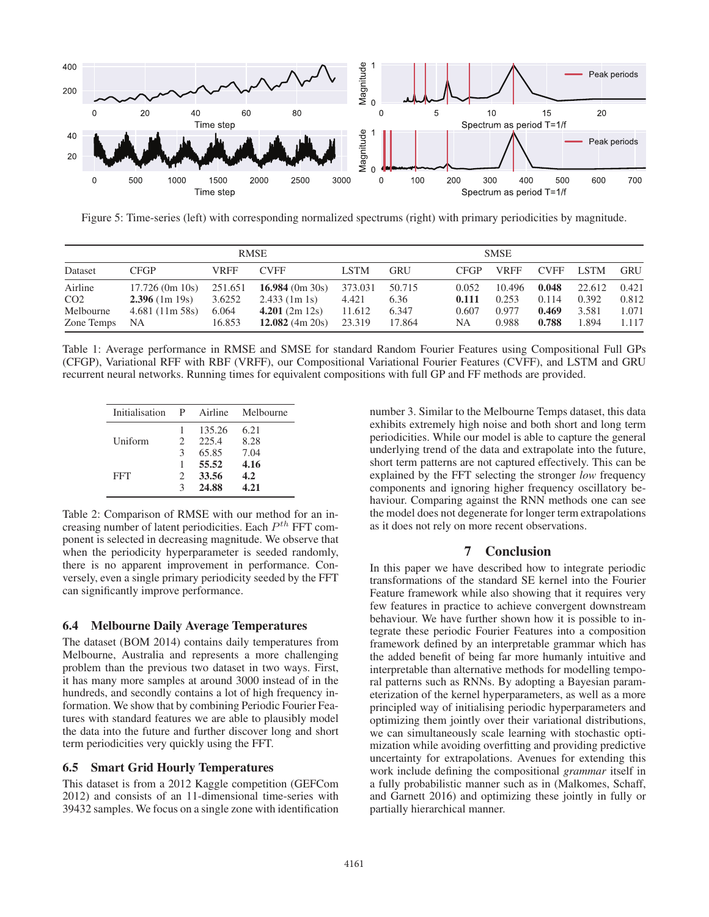Figure 5: Time-series (left) with corresponding normalized spectrums (right) with primary periodicities by magnitude.

| | RMSE | | | | | SMSE | | | | |
|---|---|---|---|---|---|---|---|---|---|---|
| Dataset | CFGP | VRFF | CVFF | LSTM | GRU | CFGP | VRFF | CVFF | LSTM | GRU |
| Airline | 17.726 (0m 10s) | 251.651 | **16.984** (0m 30s) | 373.031 | 50.715 | 0.052 | 10.496 | **0.048** | 22.612 | 0.421 |
| CO2 | **2.396** (1m 19s) | 3.6252 | 2.433 (1m 1s) | 4.421 | 6.36 | **0.111** | 0.253 | 0.114 | 0.392 | 0.812 |
| Melbourne | 4.681 (11m 58s) | 6.064 | **4.201** (2m 12s) | 11.612 | 6.347 | 0.607 | 0.977 | **0.469** | 3.581 | 1.071 |
| Zone Temps | NA | 16.853 | **12.082** (4m 20s) | 23.319 | 17.864 | NA | 0.988 | **0.788** | 1.894 | 1.117 |

Table 1: Average performance in RMSE and SMSE for standard Random Fourier Features using Compositional Full GPs (CFGP), Variational RFF with RBF (VRFF), our Compositional Variational Fourier Features (CVFF), and LSTM and GRU recurrent neural networks. Running times for equivalent compositions with full GP and FF methods are provided.

| Initialisation | P | Airline | Melbourne |
|---|---|---|---|
| Uniform | 1 | 135.26 | 6.21 |
| | 2 | 225.4 | 8.28 |
| | 3 | 65.85 | 7.04 |
| FFT | 1 | **55.52** | **4.16** |
| | 2 | **33.56** | **4.2** |
| | 3 | **24.88** | **4.21** |

Table 2: Comparison of RMSE with our method for an increasing number of latent periodicities. Each $P^{th}$ FFT component is selected in decreasing magnitude. We observe that when the periodicity hyperparameter is seeded randomly, there is no apparent improvement in performance. Conversely, even a single primary periodicity seeded by the FFT can significantly improve performance.

### 6.4 Melbourne Daily Average Temperatures

The dataset (BOM 2014) contains daily temperatures from Melbourne, Australia and represents a more challenging problem than the previous two dataset in two ways. First, it has many more samples at around 3000 instead of in the hundreds, and secondly contains a lot of high frequency information. We show that by combining Periodic Fourier Features with standard features we are able to plausibly model the data into the future and further discover long and short term periodicities very quickly using the FFT.

### 6.5 Smart Grid Hourly Temperatures

This dataset is from a 2012 Kaggle competition (GEFCom 2012) and consists of an 11-dimensional time-series with 39432 samples. We focus on a single zone with identification number 3. Similar to the Melbourne Temps dataset, this data exhibits extremely high noise and both short and long term periodicities. While our model is able to capture the general underlying trend of the data and extrapolate into the future, short term patterns are not captured effectively. This can be explained by the FFT selecting the stronger *low* frequency components and ignoring higher frequency oscillatory behaviour. Comparing against the RNN methods one can see the model does not degenerate for longer term extrapolations as it does not rely on more recent observations.

## 7 Conclusion

In this paper we have described how to integrate periodic transformations of the standard SE kernel into the Fourier Feature framework while also showing that it requires very few features in practice to achieve convergent downstream behaviour. We have further shown how it is possible to integrate these periodic Fourier Features into a composition framework defined by an interpretable grammar which has the added benefit of being far more humanly intuitive and interpretable than alternative methods for modelling temporal patterns such as RNNs. By adopting a Bayesian parameterization of the kernel hyperparameters, as well as a more principled way of initialising periodic hyperparameters and optimizing them jointly over their variational distributions, we can simultaneously scale learning with stochastic optimization while avoiding overfitting and providing predictive uncertainty for extrapolations. Avenues for extending this work include defining the compositional *grammar* itself in a fully probabilistic manner such as in (Malkomes, Schaff, and Garnett 2016) and optimizing these jointly in fully or partially hierarchical manner.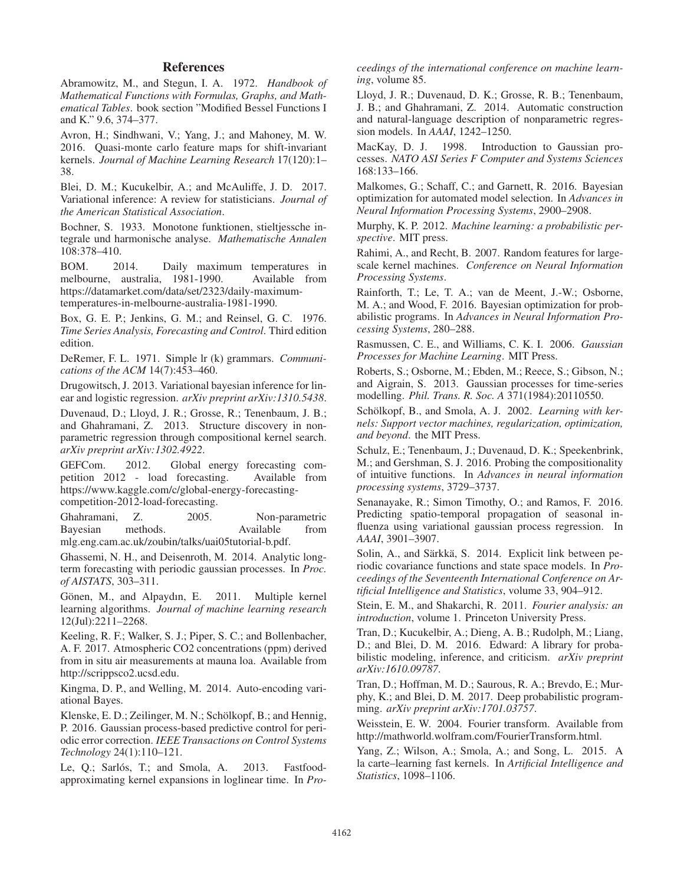## References

Abramowitz, M., and Stegun, I. A. 1972. *Handbook of Mathematical Functions with Formulas, Graphs, and Mathematical Tables*. book section "Modified Bessel Functions I and K." 9.6, 374–377.

Avron, H.; Sindhwani, V.; Yang, J.; and Mahoney, M. W. 2016. Quasi-monte carlo feature maps for shift-invariant kernels. *Journal of Machine Learning Research* 17(120):1–38.

Blei, D. M.; Kucukelbir, A.; and McAuliffe, J. D. 2017. Variational inference: A review for statisticians. *Journal of the American Statistical Association*.

Bochner, S. 1933. Monotone funktionen, stieltjessche integrale und harmonische analyse. *Mathematische Annalen* 108:378–410.

BOM. 2014. Daily maximum temperatures in melbourne, australia, 1981-1990. Available from https://datamarket.com/data/set/2323/daily-maximum-temperatures-in-melbourne-australia-1981-1990.

Box, G. E. P.; Jenkins, G. M.; and Reinsel, G. C. 1976. *Time Series Analysis, Forecasting and Control*. Third edition edition.

DeRemer, F. L. 1971. Simple lr (k) grammars. *Communications of the ACM* 14(7):453–460.

Drugowitsch, J. 2013. Variational bayesian inference for linear and logistic regression. *arXiv preprint arXiv:1310.5438*.

Duvenaud, D.; Lloyd, J. R.; Grosse, R.; Tenenbaum, J. B.; and Ghahramani, Z. 2013. Structure discovery in nonparametric regression through compositional kernel search. *arXiv preprint arXiv:1302.4922*.

GEFCom. 2012. Global energy forecasting competition 2012 - load forecasting. Available from https://www.kaggle.com/c/global-energy-forecasting-competition-2012-load-forecasting.

Ghahramani, Z. 2005. Non-parametric Bayesian methods. Available from mlg.eng.cam.ac.uk/zoubin/talks/uai05tutorial-b.pdf.

Ghassemi, N. H., and Deisenroth, M. 2014. Analytic long-term forecasting with periodic gaussian processes. In *Proc. of AISTATS*, 303–311.

Gönen, M., and Alpaydın, E. 2011. Multiple kernel learning algorithms. *Journal of machine learning research* 12(Jul):2211–2268.

Keeling, R. F.; Walker, S. J.; Piper, S. C.; and Bollenbacher, A. F. 2017. Atmospheric CO2 concentrations (ppm) derived from in situ air measurements at mauna loa. Available from http://scrippsco2.ucsd.edu.

Kingma, D. P., and Welling, M. 2014. Auto-encoding variational Bayes.

Klenske, E. D.; Zeilinger, M. N.; Schölkopf, B.; and Hennig, P. 2016. Gaussian process-based predictive control for periodic error correction. *IEEE Transactions on Control Systems Technology* 24(1):110–121.

Le, Q.; Sarlós, T.; and Smola, A. 2013. Fastfood-approximating kernel expansions in loglinear time. In *Proceedings of the international conference on machine learning*, volume 85.

Lloyd, J. R.; Duvenaud, D. K.; Grosse, R. B.; Tenenbaum, J. B.; and Ghahramani, Z. 2014. Automatic construction and natural-language description of nonparametric regression models. In *AAAI*, 1242–1250.

MacKay, D. J. 1998. Introduction to Gaussian processes. *NATO ASI Series F Computer and Systems Sciences* 168:133–166.

Malkomes, G.; Schaff, C.; and Garnett, R. 2016. Bayesian optimization for automated model selection. In *Advances in Neural Information Processing Systems*, 2900–2908.

Murphy, K. P. 2012. *Machine learning: a probabilistic perspective*. MIT press.

Rahimi, A., and Recht, B. 2007. Random features for large-scale kernel machines. *Conference on Neural Information Processing Systems*.

Rainforth, T.; Le, T. A.; van de Meent, J.-W.; Osborne, M. A.; and Wood, F. 2016. Bayesian optimization for probabilistic programs. In *Advances in Neural Information Processing Systems*, 280–288.

Rasmussen, C. E., and Williams, C. K. I. 2006. *Gaussian Processes for Machine Learning*. MIT Press.

Roberts, S.; Osborne, M.; Ebden, M.; Reece, S.; Gibson, N.; and Aigrain, S. 2013. Gaussian processes for time-series modelling. *Phil. Trans. R. Soc. A* 371(1984):20110550.

Schölkopf, B., and Smola, A. J. 2002. *Learning with kernels: Support vector machines, regularization, optimization, and beyond*. the MIT Press.

Schulz, E.; Tenenbaum, J.; Duvenaud, D. K.; Speekenbrink, M.; and Gershman, S. J. 2016. Probing the compositionality of intuitive functions. In *Advances in neural information processing systems*, 3729–3737.

Senanayake, R.; Simon Timothy, O.; and Ramos, F. 2016. Predicting spatio-temporal propagation of seasonal influenza using variational gaussian process regression. In *AAAI*, 3901–3907.

Solin, A., and Särkkä, S. 2014. Explicit link between periodic covariance functions and state space models. In *Proceedings of the Seventeenth International Conference on Artificial Intelligence and Statistics*, volume 33, 904–912.

Stein, E. M., and Shakarchi, R. 2011. *Fourier analysis: an introduction*, volume 1. Princeton University Press.

Tran, D.; Kucukelbir, A.; Dieng, A. B.; Rudolph, M.; Liang, D.; and Blei, D. M. 2016. Edward: A library for probabilistic modeling, inference, and criticism. *arXiv preprint arXiv:1610.09787*.

Tran, D.; Hoffman, M. D.; Saurous, R. A.; Brevdo, E.; Murphy, K.; and Blei, D. M. 2017. Deep probabilistic programming. *arXiv preprint arXiv:1701.03757*.

Weisstein, E. W. 2004. Fourier transform. Available from http://mathworld.wolfram.com/FourierTransform.html.

Yang, Z.; Wilson, A.; Smola, A.; and Song, L. 2015. A la carte–learning fast kernels. In *Artificial Intelligence and Statistics*, 1098–1106.